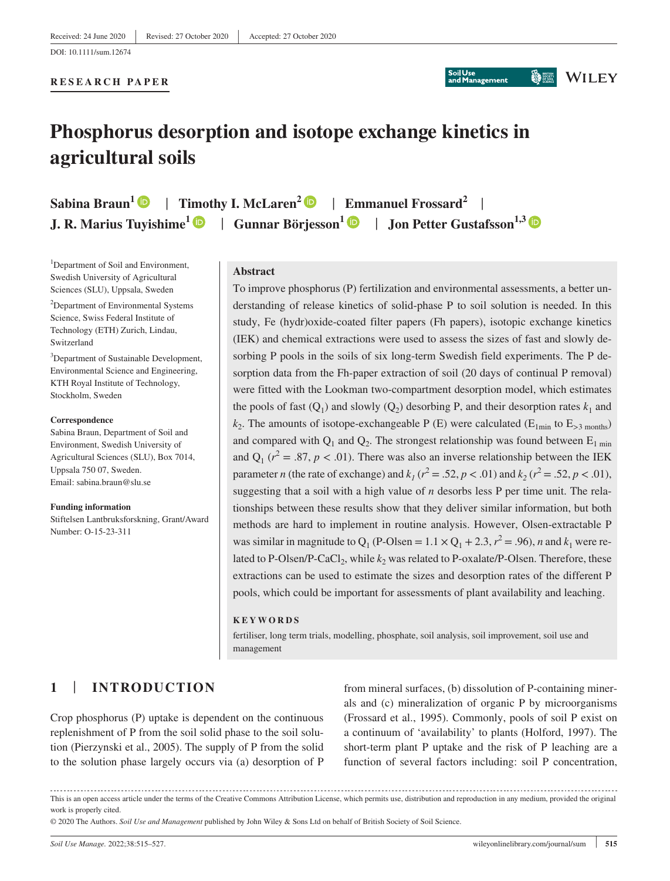Received: 24 June 2020 | Revised: 27 October 2020 | Accepted: 27 October 2020

DOI: 10.1111/sum.12674

**RESEARCH PAPER**

# Phosphorus desorption and isotope exchange kinetics in agricultural soils

**Sabina Braun**[1] | **Timothy I. McLaren**[2] | **Emmanuel Frossard**[2] | **J. R. Marius Tuyishime**[1] | **Gunnar Börjesson**[1] | **Jon Petter Gustafsson**[1,3]

[1]Department of Soil and Environment, Swedish University of Agricultural Sciences (SLU), Uppsala, Sweden

[2]Department of Environmental Systems Science, Swiss Federal Institute of Technology (ETH) Zurich, Lindau, Switzerland

[3]Department of Sustainable Development, Environmental Science and Engineering, KTH Royal Institute of Technology, Stockholm, Sweden

**Correspondence**
Sabina Braun, Department of Soil and Environment, Swedish University of Agricultural Sciences (SLU), Box 7014, Uppsala 750 07, Sweden.
Email: sabina.braun@slu.se

**Funding information**
Stiftelsen Lantbruksforskning, Grant/Award Number: O-15-23-311

## Abstract

To improve phosphorus (P) fertilization and environmental assessments, a better understanding of release kinetics of solid-phase P to soil solution is needed. In this study, Fe (hydr)oxide-coated filter papers (Fh papers), isotopic exchange kinetics (IEK) and chemical extractions were used to assess the sizes of fast and slowly desorbing P pools in the soils of six long-term Swedish field experiments. The P desorption data from the Fh-paper extraction of soil (20 days of continual P removal) were fitted with the Lookman two-compartment desorption model, which estimates the pools of fast ($Q_1$) and slowly ($Q_2$) desorbing P, and their desorption rates $k_1$ and $k_2$. The amounts of isotope-exchangeable P (E) were calculated ($E_{1min}$ to $E_{>3\ months}$) and compared with $Q_1$ and $Q_2$. The strongest relationship was found between $E_{1\ min}$ and $Q_1$ ($r^2 = .87$, $p < .01$). There was also an inverse relationship between the IEK parameter $n$ (the rate of exchange) and $k_1$ ($r^2 = .52$, $p < .01$) and $k_2$ ($r^2 = .52$, $p < .01$), suggesting that a soil with a high value of $n$ desorbs less P per time unit. The relationships between these results show that they deliver similar information, but both methods are hard to implement in routine analysis. However, Olsen-extractable P was similar in magnitude to $Q_1$ (P-Olsen $= 1.1 \times Q_1 + 2.3$, $r^2 = .96$), $n$ and $k_1$ were related to P-Olsen/P-$CaCl_2$, while $k_2$ was related to P-oxalate/P-Olsen. Therefore, these extractions can be used to estimate the sizes and desorption rates of the different P pools, which could be important for assessments of plant availability and leaching.

**KEYWORDS**

fertiliser, long term trials, modelling, phosphate, soil analysis, soil improvement, soil use and management

## 1 | INTRODUCTION

Crop phosphorus (P) uptake is dependent on the continuous replenishment of P from the soil solid phase to the soil solution (Pierzynski et al., 2005). The supply of P from the solid to the solution phase largely occurs via (a) desorption of P from mineral surfaces, (b) dissolution of P-containing minerals and (c) mineralization of organic P by microorganisms (Frossard et al., 1995). Commonly, pools of soil P exist on a continuum of 'availability' to plants (Holford, 1997). The short-term plant P uptake and the risk of P leaching are a function of several factors including: soil P concentration,

This is an open access article under the terms of the Creative Commons Attribution License, which permits use, distribution and reproduction in any medium, provided the original work is properly cited.

© 2020 The Authors. *Soil Use and Management* published by John Wiley & Sons Ltd on behalf of British Society of Soil Science.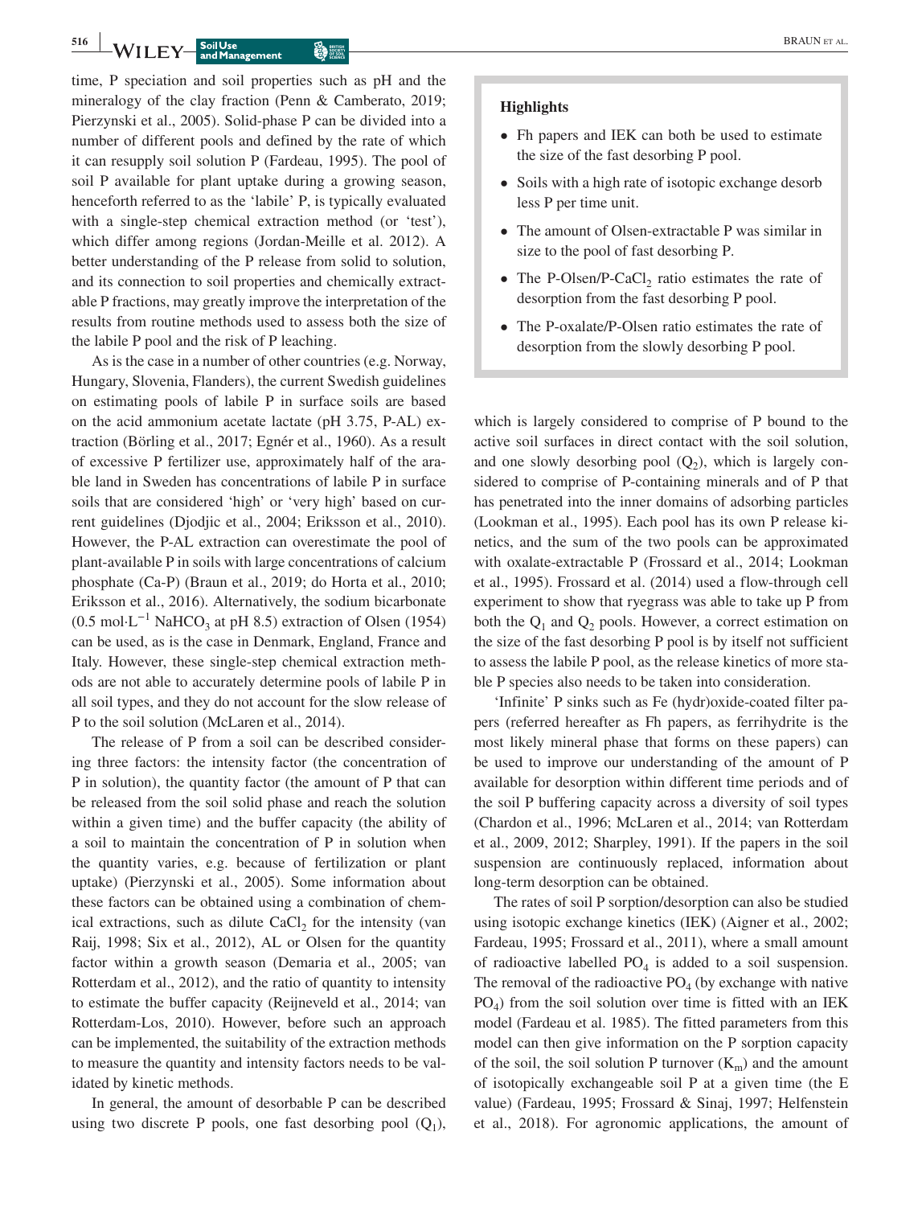time, P speciation and soil properties such as pH and the mineralogy of the clay fraction (Penn & Camberato, 2019; Pierzynski et al., 2005). Solid-phase P can be divided into a number of different pools and defined by the rate of which it can resupply soil solution P (Fardeau, 1995). The pool of soil P available for plant uptake during a growing season, henceforth referred to as the 'labile' P, is typically evaluated with a single-step chemical extraction method (or 'test'), which differ among regions (Jordan-Meille et al. 2012). A better understanding of the P release from solid to solution, and its connection to soil properties and chemically extractable P fractions, may greatly improve the interpretation of the results from routine methods used to assess both the size of the labile P pool and the risk of P leaching.

As is the case in a number of other countries (e.g. Norway, Hungary, Slovenia, Flanders), the current Swedish guidelines on estimating pools of labile P in surface soils are based on the acid ammonium acetate lactate (pH 3.75, P-AL) extraction (Börling et al., 2017; Egnér et al., 1960). As a result of excessive P fertilizer use, approximately half of the arable land in Sweden has concentrations of labile P in surface soils that are considered 'high' or 'very high' based on current guidelines (Djodjic et al., 2004; Eriksson et al., 2010). However, the P-AL extraction can overestimate the pool of plant-available P in soils with large concentrations of calcium phosphate (Ca-P) (Braun et al., 2019; do Horta et al., 2010; Eriksson et al., 2016). Alternatively, the sodium bicarbonate (0.5 mol·L$^{-1}$ $NaHCO_3$ at pH 8.5) extraction of Olsen (1954) can be used, as is the case in Denmark, England, France and Italy. However, these single-step chemical extraction methods are not able to accurately determine pools of labile P in all soil types, and they do not account for the slow release of P to the soil solution (McLaren et al., 2014).

The release of P from a soil can be described considering three factors: the intensity factor (the concentration of P in solution), the quantity factor (the amount of P that can be released from the soil solid phase and reach the solution within a given time) and the buffer capacity (the ability of a soil to maintain the concentration of P in solution when the quantity varies, e.g. because of fertilization or plant uptake) (Pierzynski et al., 2005). Some information about these factors can be obtained using a combination of chemical extractions, such as dilute $CaCl_2$ for the intensity (van Raij, 1998; Six et al., 2012), AL or Olsen for the quantity factor within a growth season (Demaria et al., 2005; van Rotterdam et al., 2012), and the ratio of quantity to intensity to estimate the buffer capacity (Reijneveld et al., 2014; van Rotterdam-Los, 2010). However, before such an approach can be implemented, the suitability of the extraction methods to measure the quantity and intensity factors needs to be validated by kinetic methods.

In general, the amount of desorbable P can be described using two discrete P pools, one fast desorbing pool ($Q_1$), which is largely considered to comprise of P bound to the active soil surfaces in direct contact with the soil solution, and one slowly desorbing pool ($Q_2$), which is largely considered to comprise of P-containing minerals and of P that has penetrated into the inner domains of adsorbing particles (Lookman et al., 1995). Each pool has its own P release kinetics, and the sum of the two pools can be approximated with oxalate-extractable P (Frossard et al., 2014; Lookman et al., 1995). Frossard et al. (2014) used a flow-through cell experiment to show that ryegrass was able to take up P from both the $Q_1$ and $Q_2$ pools. However, a correct estimation on the size of the fast desorbing P pool is by itself not sufficient to assess the labile P pool, as the release kinetics of more stable P species also needs to be taken into consideration.

'Infinite' P sinks such as Fe (hydr)oxide-coated filter papers (referred hereafter as Fh papers, as ferrihydrite is the most likely mineral phase that forms on these papers) can be used to improve our understanding of the amount of P available for desorption within different time periods and of the soil P buffering capacity across a diversity of soil types (Chardon et al., 1996; McLaren et al., 2014; van Rotterdam et al., 2009, 2012; Sharpley, 1991). If the papers in the soil suspension are continuously replaced, information about long-term desorption can be obtained.

The rates of soil P sorption/desorption can also be studied using isotopic exchange kinetics (IEK) (Aigner et al., 2002; Fardeau, 1995; Frossard et al., 2011), where a small amount of radioactive labelled $PO_4$ is added to a soil suspension. The removal of the radioactive $PO_4$ (by exchange with native $PO_4$) from the soil solution over time is fitted with an IEK model (Fardeau et al. 1985). The fitted parameters from this model can then give information on the P sorption capacity of the soil, the soil solution P turnover ($K_m$) and the amount of isotopically exchangeable soil P at a given time (the E value) (Fardeau, 1995; Frossard & Sinaj, 1997; Helfenstein et al., 2018). For agronomic applications, the amount of

**Highlights**

- Fh papers and IEK can both be used to estimate the size of the fast desorbing P pool.
- Soils with a high rate of isotopic exchange desorb less P per time unit.
- The amount of Olsen-extractable P was similar in size to the pool of fast desorbing P.
- The P-Olsen/P-$CaCl_2$ ratio estimates the rate of desorption from the fast desorbing P pool.
- The P-oxalate/P-Olsen ratio estimates the rate of desorption from the slowly desorbing P pool.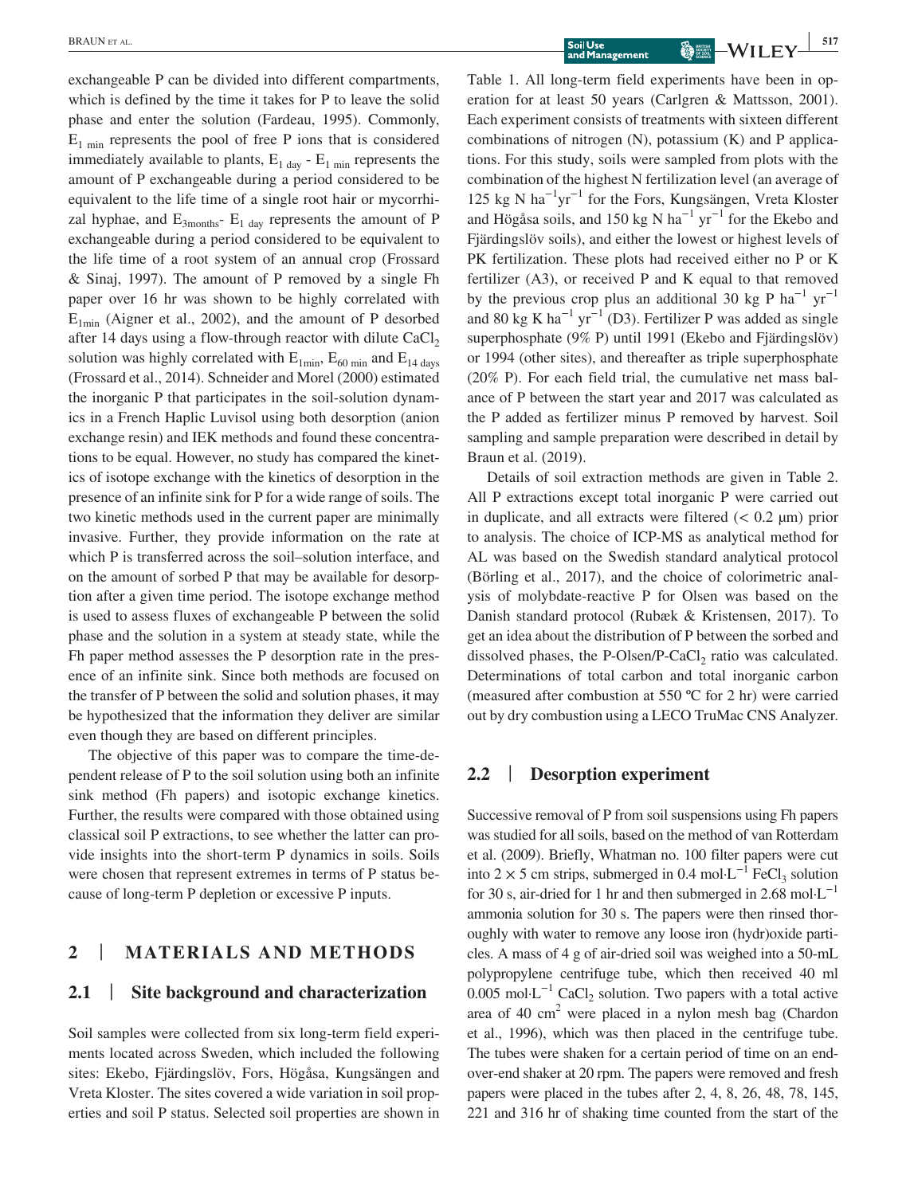exchangeable P can be divided into different compartments, which is defined by the time it takes for P to leave the solid phase and enter the solution (Fardeau, 1995). Commonly, $E_{1\ min}$ represents the pool of free P ions that is considered immediately available to plants, $E_{1\ day}$ - $E_{1\ min}$ represents the amount of P exchangeable during a period considered to be equivalent to the life time of a single root hair or mycorrhizal hyphae, and $E_{3months}$- $E_{1\ day}$ represents the amount of P exchangeable during a period considered to be equivalent to the life time of a root system of an annual crop (Frossard & Sinaj, 1997). The amount of P removed by a single Fh paper over 16 hr was shown to be highly correlated with $E_{1min}$ (Aigner et al., 2002), and the amount of P desorbed after 14 days using a flow-through reactor with dilute $CaCl_2$ solution was highly correlated with $E_{1min}$, $E_{60\ min}$ and $E_{14\ days}$ (Frossard et al., 2014). Schneider and Morel (2000) estimated the inorganic P that participates in the soil-solution dynamics in a French Haplic Luvisol using both desorption (anion exchange resin) and IEK methods and found these concentrations to be equal. However, no study has compared the kinetics of isotope exchange with the kinetics of desorption in the presence of an infinite sink for P for a wide range of soils. The two kinetic methods used in the current paper are minimally invasive. Further, they provide information on the rate at which P is transferred across the soil–solution interface, and on the amount of sorbed P that may be available for desorption after a given time period. The isotope exchange method is used to assess fluxes of exchangeable P between the solid phase and the solution in a system at steady state, while the Fh paper method assesses the P desorption rate in the presence of an infinite sink. Since both methods are focused on the transfer of P between the solid and solution phases, it may be hypothesized that the information they deliver are similar even though they are based on different principles.

The objective of this paper was to compare the time-dependent release of P to the soil solution using both an infinite sink method (Fh papers) and isotopic exchange kinetics. Further, the results were compared with those obtained using classical soil P extractions, to see whether the latter can provide insights into the short-term P dynamics in soils. Soils were chosen that represent extremes in terms of P status because of long-term P depletion or excessive P inputs.

## 2 | MATERIALS AND METHODS

### 2.1 | Site background and characterization

Soil samples were collected from six long-term field experiments located across Sweden, which included the following sites: Ekebo, Fjärdingslöv, Fors, Högåsa, Kungsängen and Vreta Kloster. The sites covered a wide variation in soil properties and soil P status. Selected soil properties are shown in Table 1. All long-term field experiments have been in operation for at least 50 years (Carlgren & Mattsson, 2001). Each experiment consists of treatments with sixteen different combinations of nitrogen (N), potassium (K) and P applications. For this study, soils were sampled from plots with the combination of the highest N fertilization level (an average of 125 kg N $ha^{-1}yr^{-1}$ for the Fors, Kungsängen, Vreta Kloster and Högåsa soils, and 150 kg N $ha^{-1}$ $yr^{-1}$ for the Ekebo and Fjärdingslöv soils), and either the lowest or highest levels of PK fertilization. These plots had received either no P or K fertilizer (A3), or received P and K equal to that removed by the previous crop plus an additional 30 kg P $ha^{-1}$ $yr^{-1}$ and 80 kg K $ha^{-1}$ $yr^{-1}$ (D3). Fertilizer P was added as single superphosphate (9% P) until 1991 (Ekebo and Fjärdingslöv) or 1994 (other sites), and thereafter as triple superphosphate (20% P). For each field trial, the cumulative net mass balance of P between the start year and 2017 was calculated as the P added as fertilizer minus P removed by harvest. Soil sampling and sample preparation were described in detail by Braun et al. (2019).

Details of soil extraction methods are given in Table 2. All P extractions except total inorganic P were carried out in duplicate, and all extracts were filtered (< 0.2 μm) prior to analysis. The choice of ICP-MS as analytical method for AL was based on the Swedish standard analytical protocol (Börling et al., 2017), and the choice of colorimetric analysis of molybdate-reactive P for Olsen was based on the Danish standard protocol (Rubæk & Kristensen, 2017). To get an idea about the distribution of P between the sorbed and dissolved phases, the P-Olsen/P-$CaCl_2$ ratio was calculated. Determinations of total carbon and total inorganic carbon (measured after combustion at 550 ºC for 2 hr) were carried out by dry combustion using a LECO TruMac CNS Analyzer.

### 2.2 | Desorption experiment

Successive removal of P from soil suspensions using Fh papers was studied for all soils, based on the method of van Rotterdam et al. (2009). Briefly, Whatman no. 100 filter papers were cut into 2 × 5 cm strips, submerged in 0.4 mol·$L^{-1}$ $FeCl_3$ solution for 30 s, air-dried for 1 hr and then submerged in 2.68 mol·$L^{-1}$ ammonia solution for 30 s. The papers were then rinsed thoroughly with water to remove any loose iron (hydr)oxide particles. A mass of 4 g of air-dried soil was weighed into a 50-mL polypropylene centrifuge tube, which then received 40 ml 0.005 mol·$L^{-1}$ $CaCl_2$ solution. Two papers with a total active area of 40 $cm^2$ were placed in a nylon mesh bag (Chardon et al., 1996), which was then placed in the centrifuge tube. The tubes were shaken for a certain period of time on an end-over-end shaker at 20 rpm. The papers were removed and fresh papers were placed in the tubes after 2, 4, 8, 26, 48, 78, 145, 221 and 316 hr of shaking time counted from the start of the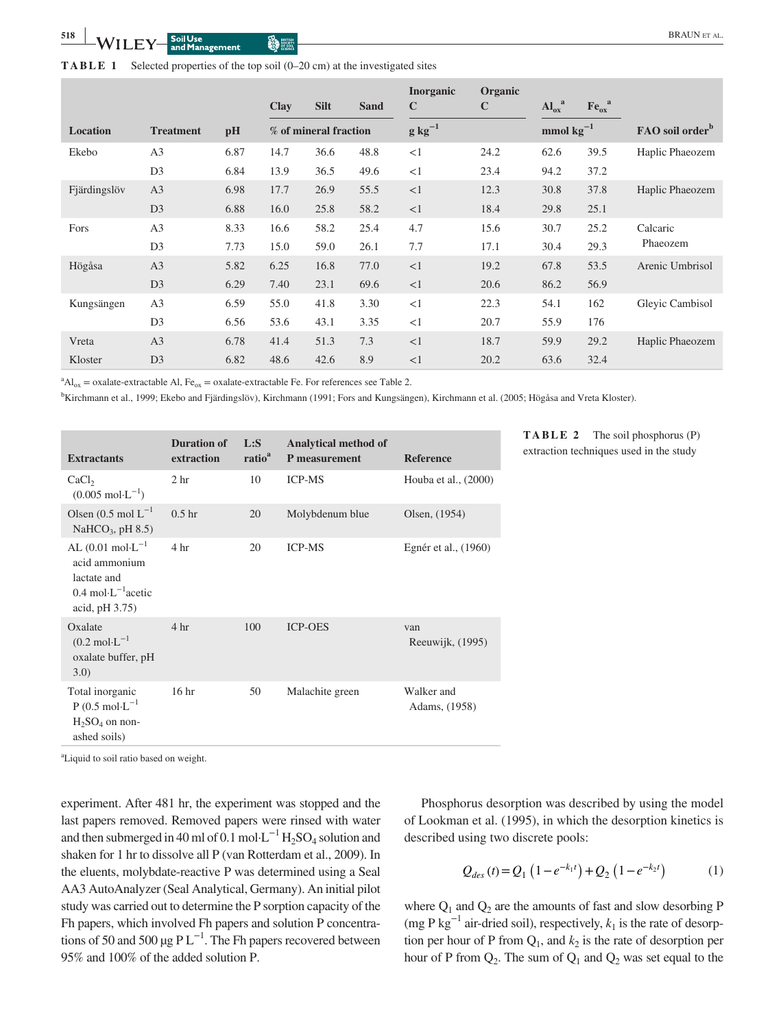**TABLE 1** Selected properties of the top soil (0–20 cm) at the investigated sites

| Location | Treatment | pH | Clay | Silt | Sand | Inorganic C | Organic C | $Al_{ox}$[a] | $Fe_{ox}$[a] | FAO soil order[b] |
|---|---|---|---|---|---|---|---|---|---|---|
| | | | % of mineral fraction | | | $g\ kg^{-1}$ | | $mmol\ kg^{-1}$ | | |
| Ekebo | A3 | 6.87 | 14.7 | 36.6 | 48.8 | <1 | 24.2 | 62.6 | 39.5 | Haplic Phaeozem |
| | D3 | 6.84 | 13.9 | 36.5 | 49.6 | <1 | 23.4 | 94.2 | 37.2 | |
| Fjärdingslöv | A3 | 6.98 | 17.7 | 26.9 | 55.5 | <1 | 12.3 | 30.8 | 37.8 | Haplic Phaeozem |
| | D3 | 6.88 | 16.0 | 25.8 | 58.2 | <1 | 18.4 | 29.8 | 25.1 | |
| Fors | A3 | 8.33 | 16.6 | 58.2 | 25.4 | 4.7 | 15.6 | 30.7 | 25.2 | Calcaric Phaeozem |
| | D3 | 7.73 | 15.0 | 59.0 | 26.1 | 7.7 | 17.1 | 30.4 | 29.3 | |
| Högåsa | A3 | 5.82 | 6.25 | 16.8 | 77.0 | <1 | 19.2 | 67.8 | 53.5 | Arenic Umbrisol |
| | D3 | 6.29 | 7.40 | 23.1 | 69.6 | <1 | 20.6 | 86.2 | 56.9 | |
| Kungsängen | A3 | 6.59 | 55.0 | 41.8 | 3.30 | <1 | 22.3 | 54.1 | 162 | Gleyic Cambisol |
| | D3 | 6.56 | 53.6 | 43.1 | 3.35 | <1 | 20.7 | 55.9 | 176 | |
| Vreta Kloster | A3 | 6.78 | 41.4 | 51.3 | 7.3 | <1 | 18.7 | 59.9 | 29.2 | Haplic Phaeozem |
| | D3 | 6.82 | 48.6 | 42.6 | 8.9 | <1 | 20.2 | 63.6 | 32.4 | |

[a]$Al_{ox}$ = oxalate-extractable Al, $Fe_{ox}$ = oxalate-extractable Fe. For references see Table 2.

[b]Kirchmann et al., 1999; Ekebo and Fjärdingslöv), Kirchmann (1991; Fors and Kungsängen), Kirchmann et al. (2005; Högåsa and Vreta Kloster).

**TABLE 2** The soil phosphorus (P) extraction techniques used in the study

| Extractants | Duration of extraction | L:S ratio[a] | Analytical method of P measurement | Reference |
|---|---|---|---|---|
| $CaCl_2$ ($0.005\ mol{\cdot}L^{-1}$) | 2 hr | 10 | ICP-MS | Houba et al., (2000) |
| Olsen ($0.5\ mol\ L^{-1}$ $NaHCO_3$, pH 8.5) | 0.5 hr | 20 | Molybdenum blue | Olsen, (1954) |
| AL ($0.01\ mol{\cdot}L^{-1}$ acid ammonium lactate and $0.4\ mol{\cdot}L^{-1}$acetic acid, pH 3.75) | 4 hr | 20 | ICP-MS | Egnér et al., (1960) |
| Oxalate ($0.2\ mol{\cdot}L^{-1}$ oxalate buffer, pH 3.0) | 4 hr | 100 | ICP-OES | van Reeuwijk, (1995) |
| Total inorganic P ($0.5\ mol{\cdot}L^{-1}$ $H_2SO_4$ on non-ashed soils) | 16 hr | 50 | Malachite green | Walker and Adams, (1958) |

[a]Liquid to soil ratio based on weight.

experiment. After 481 hr, the experiment was stopped and the last papers removed. Removed papers were rinsed with water and then submerged in 40 ml of $0.1\ mol{\cdot}L^{-1}$ $H_2SO_4$ solution and shaken for 1 hr to dissolve all P (van Rotterdam et al., 2009). In the eluents, molybdate-reactive P was determined using a Seal AA3 AutoAnalyzer (Seal Analytical, Germany). An initial pilot study was carried out to determine the P sorption capacity of the Fh papers, which involved Fh papers and solution P concentrations of 50 and 500 $\mu g\ P\ L^{-1}$. The Fh papers recovered between 95% and 100% of the added solution P.

Phosphorus desorption was described by using the model of Lookman et al. (1995), in which the desorption kinetics is described using two discrete pools:

$$Q_{des}(t) = Q_1\left(1 - e^{-k_1 t}\right) + Q_2\left(1 - e^{-k_2 t}\right) \quad (1)$$

where $Q_1$ and $Q_2$ are the amounts of fast and slow desorbing P (mg P $kg^{-1}$ air-dried soil), respectively, $k_1$ is the rate of desorption per hour of P from $Q_1$, and $k_2$ is the rate of desorption per hour of P from $Q_2$. The sum of $Q_1$ and $Q_2$ was set equal to the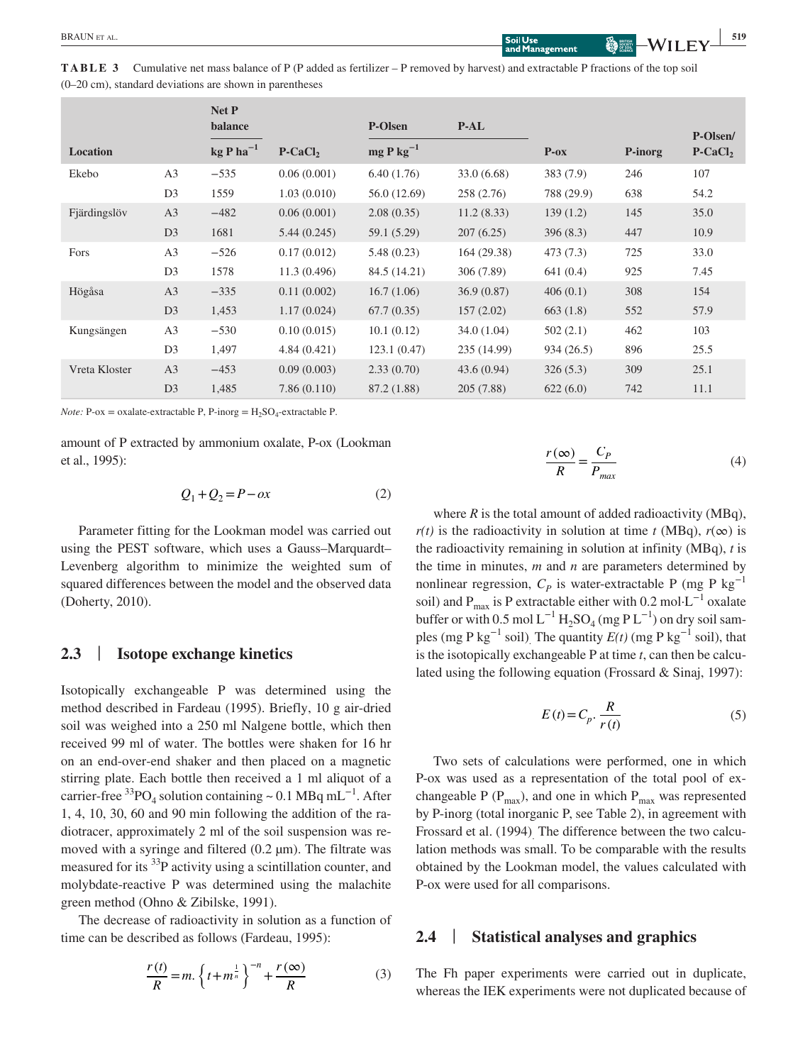**TABLE 3** Cumulative net mass balance of P (P added as fertilizer – P removed by harvest) and extractable P fractions of the top soil (0–20 cm), standard deviations are shown in parentheses

| Location | | Net P balance | | P-Olsen | P-AL | | | P-Olsen/ |
|---|---|---|---|---|---|---|---|---|
| | | kg P ha$^{-1}$ | P-CaCl$_2$ | mg P kg$^{-1}$ | | P-ox | P-inorg | P-CaCl$_2$ |
| Ekebo | A3 | −535 | 0.06 (0.001) | 6.40 (1.76) | 33.0 (6.68) | 383 (7.9) | 246 | 107 |
| | D3 | 1559 | 1.03 (0.010) | 56.0 (12.69) | 258 (2.76) | 788 (29.9) | 638 | 54.2 |
| Fjärdingslöv | A3 | −482 | 0.06 (0.001) | 2.08 (0.35) | 11.2 (8.33) | 139 (1.2) | 145 | 35.0 |
| | D3 | 1681 | 5.44 (0.245) | 59.1 (5.29) | 207 (6.25) | 396 (8.3) | 447 | 10.9 |
| Fors | A3 | −526 | 0.17 (0.012) | 5.48 (0.23) | 164 (29.38) | 473 (7.3) | 725 | 33.0 |
| | D3 | 1578 | 11.3 (0.496) | 84.5 (14.21) | 306 (7.89) | 641 (0.4) | 925 | 7.45 |
| Högåsa | A3 | −335 | 0.11 (0.002) | 16.7 (1.06) | 36.9 (0.87) | 406 (0.1) | 308 | 154 |
| | D3 | 1,453 | 1.17 (0.024) | 67.7 (0.35) | 157 (2.02) | 663 (1.8) | 552 | 57.9 |
| Kungsängen | A3 | −530 | 0.10 (0.015) | 10.1 (0.12) | 34.0 (1.04) | 502 (2.1) | 462 | 103 |
| | D3 | 1,497 | 4.84 (0.421) | 123.1 (0.47) | 235 (14.99) | 934 (26.5) | 896 | 25.5 |
| Vreta Kloster | A3 | −453 | 0.09 (0.003) | 2.33 (0.70) | 43.6 (0.94) | 326 (5.3) | 309 | 25.1 |
| | D3 | 1,485 | 7.86 (0.110) | 87.2 (1.88) | 205 (7.88) | 622 (6.0) | 742 | 11.1 |

*Note:* P-ox = oxalate-extractable P, P-inorg = $H_2SO_4$-extractable P.

amount of P extracted by ammonium oxalate, P-ox (Lookman et al., 1995):

$$Q_1 + Q_2 = P - ox \tag{2}$$

Parameter fitting for the Lookman model was carried out using the PEST software, which uses a Gauss–Marquardt–Levenberg algorithm to minimize the weighted sum of squared differences between the model and the observed data (Doherty, 2010).

## 2.3 | Isotope exchange kinetics

Isotopically exchangeable P was determined using the method described in Fardeau (1995). Briefly, 10 g air-dried soil was weighed into a 250 ml Nalgene bottle, which then received 99 ml of water. The bottles were shaken for 16 hr on an end-over-end shaker and then placed on a magnetic stirring plate. Each bottle then received a 1 ml aliquot of a carrier-free $^{33}PO_4$ solution containing ~ 0.1 MBq mL$^{-1}$. After 1, 4, 10, 30, 60 and 90 min following the addition of the radiotracer, approximately 2 ml of the soil suspension was removed with a syringe and filtered (0.2 µm). The filtrate was measured for its $^{33}$P activity using a scintillation counter, and molybdate-reactive P was determined using the malachite green method (Ohno & Zibilske, 1991).

The decrease of radioactivity in solution as a function of time can be described as follows (Fardeau, 1995):

$$\frac{r(t)}{R} = m.\left\{t + m^{\frac{1}{n}}\right\}^{-n} + \frac{r(\infty)}{R} \tag{3}$$

$$\frac{r(\infty)}{R} = \frac{C_P}{P_{max}} \tag{4}$$

where $R$ is the total amount of added radioactivity (MBq), $r(t)$ is the radioactivity in solution at time $t$ (MBq), $r(\infty)$ is the radioactivity remaining in solution at infinity (MBq), $t$ is the time in minutes, $m$ and $n$ are parameters determined by nonlinear regression, $C_P$ is water-extractable P (mg P kg$^{-1}$ soil) and $P_{max}$ is P extractable either with 0.2 mol·L$^{-1}$ oxalate buffer or with 0.5 mol L$^{-1}$ $H_2SO_4$ (mg P L$^{-1}$) on dry soil samples (mg P kg$^{-1}$ soil). The quantity $E(t)$ (mg P kg$^{-1}$ soil), that is the isotopically exchangeable P at time $t$, can then be calculated using the following equation (Frossard & Sinaj, 1997):

$$E(t) = C_p.\frac{R}{r(t)} \tag{5}$$

Two sets of calculations were performed, one in which P-ox was used as a representation of the total pool of exchangeable P ($P_{max}$), and one in which $P_{max}$ was represented by P-inorg (total inorganic P, see Table 2), in agreement with Frossard et al. (1994). The difference between the two calculation methods was small. To be comparable with the results obtained by the Lookman model, the values calculated with P-ox were used for all comparisons.

## 2.4 | Statistical analyses and graphics

The Fh paper experiments were carried out in duplicate, whereas the IEK experiments were not duplicated because of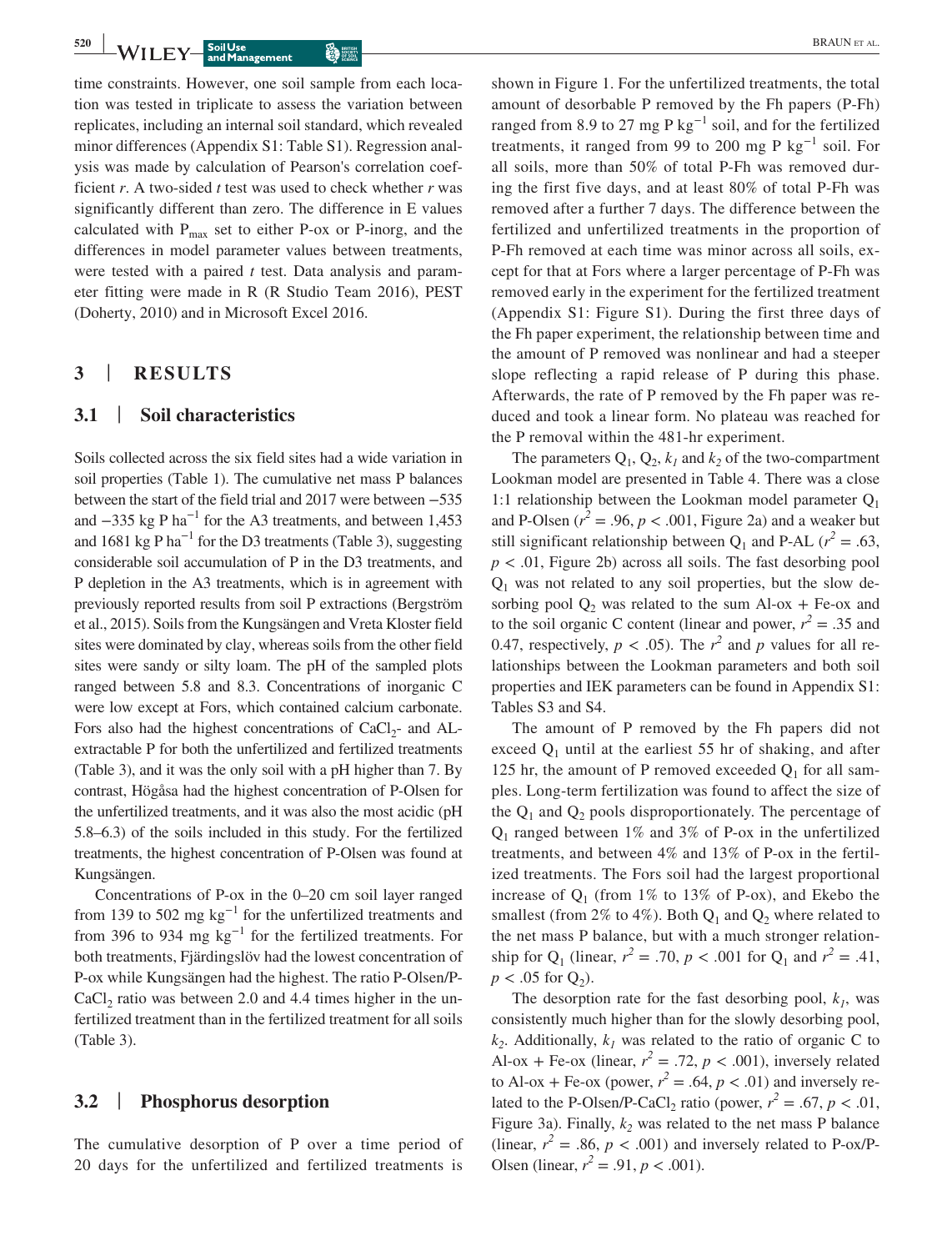time constraints. However, one soil sample from each location was tested in triplicate to assess the variation between replicates, including an internal soil standard, which revealed minor differences (Appendix S1: Table S1). Regression analysis was made by calculation of Pearson's correlation coefficient *r*. A two-sided *t* test was used to check whether *r* was significantly different than zero. The difference in E values calculated with $P_{max}$ set to either P-ox or P-inorg, and the differences in model parameter values between treatments, were tested with a paired *t* test. Data analysis and parameter fitting were made in R (R Studio Team 2016), PEST (Doherty, 2010) and in Microsoft Excel 2016.

## 3 | RESULTS

### 3.1 | Soil characteristics

Soils collected across the six field sites had a wide variation in soil properties (Table 1). The cumulative net mass P balances between the start of the field trial and 2017 were between −535 and −335 kg P ha$^{-1}$ for the A3 treatments, and between 1,453 and 1681 kg P ha$^{-1}$ for the D3 treatments (Table 3), suggesting considerable soil accumulation of P in the D3 treatments, and P depletion in the A3 treatments, which is in agreement with previously reported results from soil P extractions (Bergström et al., 2015). Soils from the Kungsängen and Vreta Kloster field sites were dominated by clay, whereas soils from the other field sites were sandy or silty loam. The pH of the sampled plots ranged between 5.8 and 8.3. Concentrations of inorganic C were low except at Fors, which contained calcium carbonate. Fors also had the highest concentrations of $CaCl_2$- and AL-extractable P for both the unfertilized and fertilized treatments (Table 3), and it was the only soil with a pH higher than 7. By contrast, Högåsa had the highest concentration of P-Olsen for the unfertilized treatments, and it was also the most acidic (pH 5.8–6.3) of the soils included in this study. For the fertilized treatments, the highest concentration of P-Olsen was found at Kungsängen.

Concentrations of P-ox in the 0–20 cm soil layer ranged from 139 to 502 mg kg$^{-1}$ for the unfertilized treatments and from 396 to 934 mg kg$^{-1}$ for the fertilized treatments. For both treatments, Fjärdingslöv had the lowest concentration of P-ox while Kungsängen had the highest. The ratio P-Olsen/P-$CaCl_2$ ratio was between 2.0 and 4.4 times higher in the unfertilized treatment than in the fertilized treatment for all soils (Table 3).

### 3.2 | Phosphorus desorption

The cumulative desorption of P over a time period of 20 days for the unfertilized and fertilized treatments is shown in Figure 1. For the unfertilized treatments, the total amount of desorbable P removed by the Fh papers (P-Fh) ranged from 8.9 to 27 mg P kg$^{-1}$ soil, and for the fertilized treatments, it ranged from 99 to 200 mg P kg$^{-1}$ soil. For all soils, more than 50% of total P-Fh was removed during the first five days, and at least 80% of total P-Fh was removed after a further 7 days. The difference between the fertilized and unfertilized treatments in the proportion of P-Fh removed at each time was minor across all soils, except for that at Fors where a larger percentage of P-Fh was removed early in the experiment for the fertilized treatment (Appendix S1: Figure S1). During the first three days of the Fh paper experiment, the relationship between time and the amount of P removed was nonlinear and had a steeper slope reflecting a rapid release of P during this phase. Afterwards, the rate of P removed by the Fh paper was reduced and took a linear form. No plateau was reached for the P removal within the 481-hr experiment.

The parameters $Q_1$, $Q_2$, $k_1$ and $k_2$ of the two-compartment Lookman model are presented in Table 4. There was a close 1:1 relationship between the Lookman model parameter $Q_1$ and P-Olsen ($r^2 = .96$, $p < .001$, Figure 2a) and a weaker but still significant relationship between $Q_1$ and P-AL ($r^2 = .63$, $p < .01$, Figure 2b) across all soils. The fast desorbing pool $Q_1$ was not related to any soil properties, but the slow desorbing pool $Q_2$ was related to the sum Al-ox + Fe-ox and to the soil organic C content (linear and power, $r^2 = .35$ and 0.47, respectively, $p < .05$). The $r^2$ and $p$ values for all relationships between the Lookman parameters and both soil properties and IEK parameters can be found in Appendix S1: Tables S3 and S4.

The amount of P removed by the Fh papers did not exceed $Q_1$ until at the earliest 55 hr of shaking, and after 125 hr, the amount of P removed exceeded $Q_1$ for all samples. Long-term fertilization was found to affect the size of the $Q_1$ and $Q_2$ pools disproportionately. The percentage of $Q_1$ ranged between 1% and 3% of P-ox in the unfertilized treatments, and between 4% and 13% of P-ox in the fertilized treatments. The Fors soil had the largest proportional increase of $Q_1$ (from 1% to 13% of P-ox), and Ekebo the smallest (from 2% to 4%). Both $Q_1$ and $Q_2$ where related to the net mass P balance, but with a much stronger relationship for $Q_1$ (linear, $r^2 = .70$, $p < .001$ for $Q_1$ and $r^2 = .41$, $p < .05$ for $Q_2$).

The desorption rate for the fast desorbing pool, $k_1$, was consistently much higher than for the slowly desorbing pool, $k_2$. Additionally, $k_1$ was related to the ratio of organic C to Al-ox + Fe-ox (linear, $r^2 = .72$, $p < .001$), inversely related to Al-ox + Fe-ox (power, $r^2 = .64$, $p < .01$) and inversely related to the P-Olsen/P-$CaCl_2$ ratio (power, $r^2 = .67$, $p < .01$, Figure 3a). Finally, $k_2$ was related to the net mass P balance (linear, $r^2 = .86$, $p < .001$) and inversely related to P-ox/P-Olsen (linear, $r^2 = .91$, $p < .001$).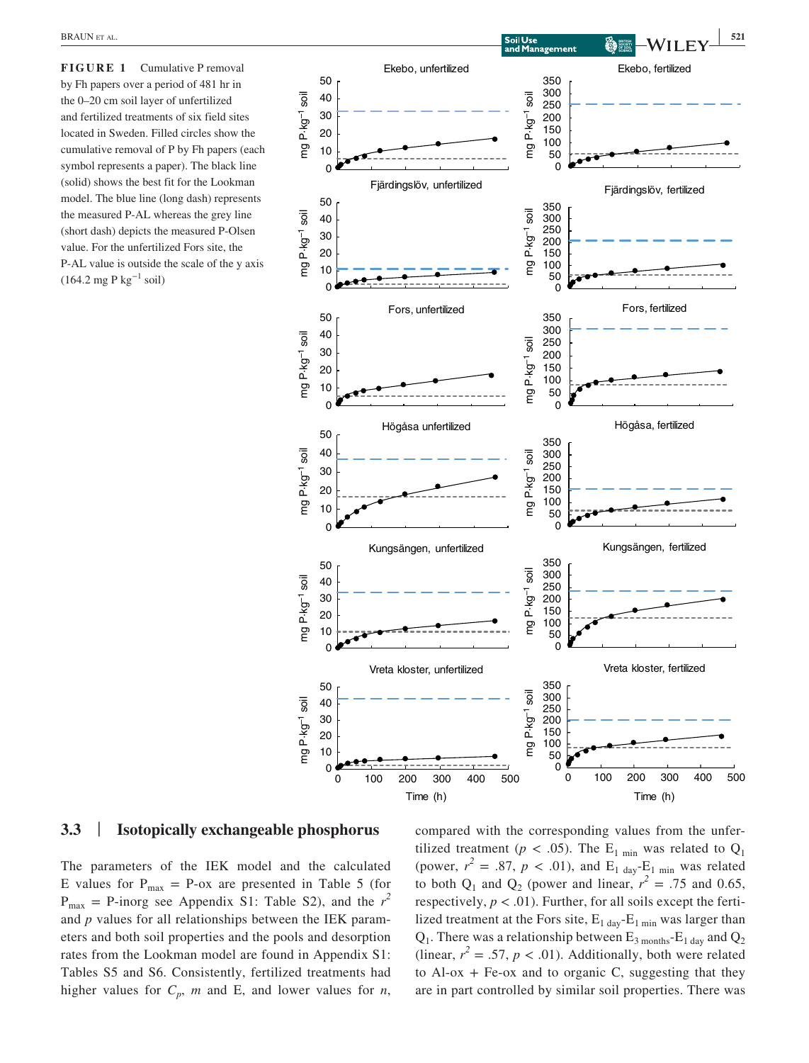**FIGURE 1** Cumulative P removal by Fh papers over a period of 481 hr in the 0–20 cm soil layer of unfertilized and fertilized treatments of six field sites located in Sweden. Filled circles show the cumulative removal of P by Fh papers (each symbol represents a paper). The black line (solid) shows the best fit for the Lookman model. The blue line (long dash) represents the measured P-AL whereas the grey line (short dash) depicts the measured P-Olsen value. For the unfertilized Fors site, the P-AL value is outside the scale of the y axis (164.2 mg P $kg^{-1}$ soil)

## 3.3 | Isotopically exchangeable phosphorus

The parameters of the IEK model and the calculated E values for $P_{max}$ = P-ox are presented in Table 5 (for $P_{max}$ = P-inorg see Appendix S1: Table S2), and the $r^2$ and $p$ values for all relationships between the IEK parameters and both soil properties and the pools and desorption rates from the Lookman model are found in Appendix S1: Tables S5 and S6. Consistently, fertilized treatments had higher values for $C_p$, $m$ and E, and lower values for $n$, compared with the corresponding values from the unfertilized treatment ($p < .05$). The $E_{1\ min}$ was related to $Q_1$ (power, $r^2 = .87$, $p < .01$), and $E_{1\ day}$-$E_{1\ min}$ was related to both $Q_1$ and $Q_2$ (power and linear, $r^2 = .75$ and 0.65, respectively, $p < .01$). Further, for all soils except the fertilized treatment at the Fors site, $E_{1\ day}$-$E_{1\ min}$ was larger than $Q_1$. There was a relationship between $E_{3\ months}$-$E_{1\ day}$ and $Q_2$ (linear, $r^2 = .57$, $p < .01$). Additionally, both were related to Al-ox + Fe-ox and to organic C, suggesting that they are in part controlled by similar soil properties. There was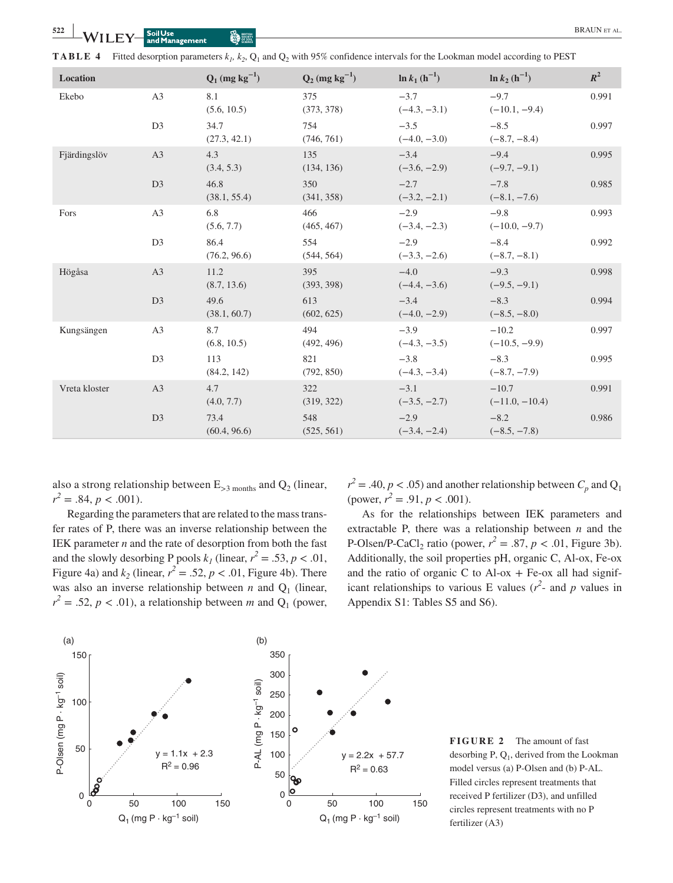**TABLE 4** Fitted desorption parameters $k_1$, $k_2$, $Q_1$ and $Q_2$ with 95% confidence intervals for the Lookman model according to PEST

| Location | | $Q_1$ (mg kg$^{-1}$) | $Q_2$ (mg kg$^{-1}$) | ln $k_1$ (h$^{-1}$) | ln $k_2$ (h$^{-1}$) | $R^2$ |
|---|---|---|---|---|---|---|
| Ekebo | A3 | 8.1 (5.6, 10.5) | 375 (373, 378) | −3.7 (−4.3, −3.1) | −9.7 (−10.1, −9.4) | 0.991 |
| | D3 | 34.7 (27.3, 42.1) | 754 (746, 761) | −3.5 (−4.0, −3.0) | −8.5 (−8.7, −8.4) | 0.997 |
| Fjärdingslöv | A3 | 4.3 (3.4, 5.3) | 135 (134, 136) | −3.4 (−3.6, −2.9) | −9.4 (−9.7, −9.1) | 0.995 |
| | D3 | 46.8 (38.1, 55.4) | 350 (341, 358) | −2.7 (−3.2, −2.1) | −7.8 (−8.1, −7.6) | 0.985 |
| Fors | A3 | 6.8 (5.6, 7.7) | 466 (465, 467) | −2.9 (−3.4, −2.3) | −9.8 (−10.0, −9.7) | 0.993 |
| | D3 | 86.4 (76.2, 96.6) | 554 (544, 564) | −2.9 (−3.3, −2.6) | −8.4 (−8.7, −8.1) | 0.992 |
| Högåsa | A3 | 11.2 (8.7, 13.6) | 395 (393, 398) | −4.0 (−4.4, −3.6) | −9.3 (−9.5, −9.1) | 0.998 |
| | D3 | 49.6 (38.1, 60.7) | 613 (602, 625) | −3.4 (−4.0, −2.9) | −8.3 (−8.5, −8.0) | 0.994 |
| Kungsängen | A3 | 8.7 (6.8, 10.5) | 494 (492, 496) | −3.9 (−4.3, −3.5) | −10.2 (−10.5, −9.9) | 0.997 |
| | D3 | 113 (84.2, 142) | 821 (792, 850) | −3.8 (−4.3, −3.4) | −8.3 (−8.7, −7.9) | 0.995 |
| Vreta kloster | A3 | 4.7 (4.0, 7.7) | 322 (319, 322) | −3.1 (−3.5, −2.7) | −10.7 (−11.0, −10.4) | 0.991 |
| | D3 | 73.4 (60.4, 96.6) | 548 (525, 561) | −2.9 (−3.4, −2.4) | −8.2 (−8.5, −7.8) | 0.986 |

also a strong relationship between $E_{>3\ \text{months}}$ and $Q_2$ (linear, $r^2 = .84$, $p < .001$).

Regarding the parameters that are related to the mass transfer rates of P, there was an inverse relationship between the IEK parameter $n$ and the rate of desorption from both the fast and the slowly desorbing P pools $k_1$ (linear, $r^2 = .53$, $p < .01$, Figure 4a) and $k_2$ (linear, $r^2 = .52$, $p < .01$, Figure 4b). There was also an inverse relationship between $n$ and $Q_1$ (linear, $r^2 = .52$, $p < .01$), a relationship between $m$ and $Q_1$ (power, $r^2 = .40$, $p < .05$) and another relationship between $C_p$ and $Q_1$ (power, $r^2 = .91$, $p < .001$).

As for the relationships between IEK parameters and extractable P, there was a relationship between $n$ and the P-Olsen/P-$CaCl_2$ ratio (power, $r^2 = .87$, $p < .01$, Figure 3b). Additionally, the soil properties pH, organic C, Al-ox, Fe-ox and the ratio of organic C to Al-ox + Fe-ox all had significant relationships to various E values ($r^2$- and $p$ values in Appendix S1: Tables S5 and S6).

**FIGURE 2** The amount of fast desorbing P, $Q_1$, derived from the Lookman model versus (a) P-Olsen and (b) P-AL. Filled circles represent treatments that received P fertilizer (D3), and unfilled circles represent treatments with no P fertilizer (A3)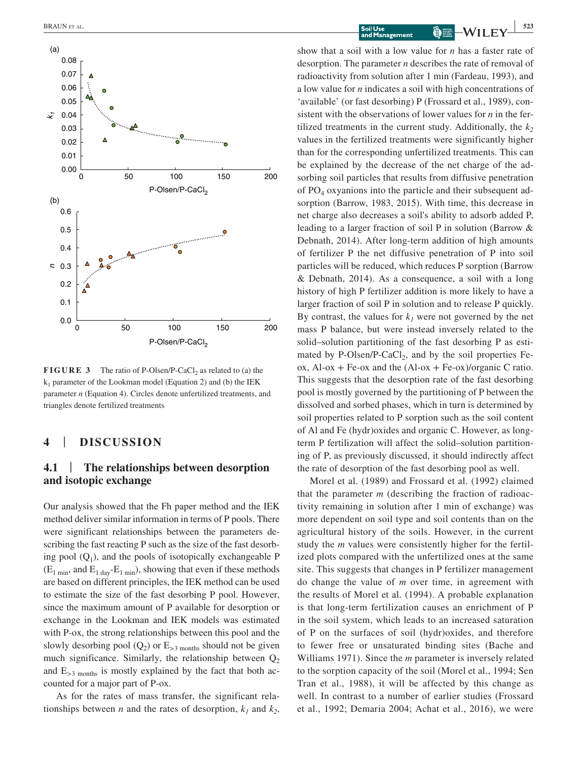**FIGURE 3** The ratio of P-Olsen/P-$CaCl_2$ as related to (a) the $k_1$ parameter of the Lookman model (Equation 2) and (b) the IEK parameter $n$ (Equation 4). Circles denote unfertilized treatments, and triangles denote fertilized treatments

# 4 | DISCUSSION

## 4.1 | The relationships between desorption and isotopic exchange

Our analysis showed that the Fh paper method and the IEK method deliver similar information in terms of P pools. There were significant relationships between the parameters describing the fast reacting P such as the size of the fast desorbing pool ($Q_1$), and the pools of isotopically exchangeable P ($E_{1\ min}$, and $E_{1\ day}$-$E_{1\ min}$), showing that even if these methods are based on different principles, the IEK method can be used to estimate the size of the fast desorbing P pool. However, since the maximum amount of P available for desorption or exchange in the Lookman and IEK models was estimated with P-ox, the strong relationships between this pool and the slowly desorbing pool ($Q_2$) or $E_{>3\ months}$ should not be given much significance. Similarly, the relationship between $Q_2$ and $E_{>3\ months}$ is mostly explained by the fact that both accounted for a major part of P-ox.

As for the rates of mass transfer, the significant relationships between $n$ and the rates of desorption, $k_1$ and $k_2$, show that a soil with a low value for $n$ has a faster rate of desorption. The parameter $n$ describes the rate of removal of radioactivity from solution after 1 min (Fardeau, 1993), and a low value for $n$ indicates a soil with high concentrations of 'available' (or fast desorbing) P (Frossard et al., 1989), consistent with the observations of lower values for $n$ in the fertilized treatments in the current study. Additionally, the $k_2$ values in the fertilized treatments were significantly higher than for the corresponding unfertilized treatments. This can be explained by the decrease of the net charge of the adsorbing soil particles that results from diffusive penetration of $PO_4$ oxyanions into the particle and their subsequent adsorption (Barrow, 1983, 2015). With time, this decrease in net charge also decreases a soil's ability to adsorb added P, leading to a larger fraction of soil P in solution (Barrow & Debnath, 2014). After long-term addition of high amounts of fertilizer P the net diffusive penetration of P into soil particles will be reduced, which reduces P sorption (Barrow & Debnath, 2014). As a consequence, a soil with a long history of high P fertilizer addition is more likely to have a larger fraction of soil P in solution and to release P quickly. By contrast, the values for $k_1$ were not governed by the net mass P balance, but were instead inversely related to the solid–solution partitioning of the fast desorbing P as estimated by P-Olsen/P-$CaCl_2$, and by the soil properties Fe-ox, Al-ox + Fe-ox and the (Al-ox + Fe-ox)/organic C ratio. This suggests that the desorption rate of the fast desorbing pool is mostly governed by the partitioning of P between the dissolved and sorbed phases, which in turn is determined by soil properties related to P sorption such as the soil content of Al and Fe (hydr)oxides and organic C. However, as long-term P fertilization will affect the solid–solution partitioning of P, as previously discussed, it should indirectly affect the rate of desorption of the fast desorbing pool as well.

Morel et al. (1989) and Frossard et al. (1992) claimed that the parameter $m$ (describing the fraction of radioactivity remaining in solution after 1 min of exchange) was more dependent on soil type and soil contents than on the agricultural history of the soils. However, in the current study the $m$ values were consistently higher for the fertilized plots compared with the unfertilized ones at the same site. This suggests that changes in P fertilizer management do change the value of $m$ over time, in agreement with the results of Morel et al. (1994). A probable explanation is that long-term fertilization causes an enrichment of P in the soil system, which leads to an increased saturation of P on the surfaces of soil (hydr)oxides, and therefore to fewer free or unsaturated binding sites (Bache and Williams 1971). Since the $m$ parameter is inversely related to the sorption capacity of the soil (Morel et al., 1994; Sen Tran et al., 1988), it will be affected by this change as well. In contrast to a number of earlier studies (Frossard et al., 1992; Demaria 2004; Achat et al., 2016), we were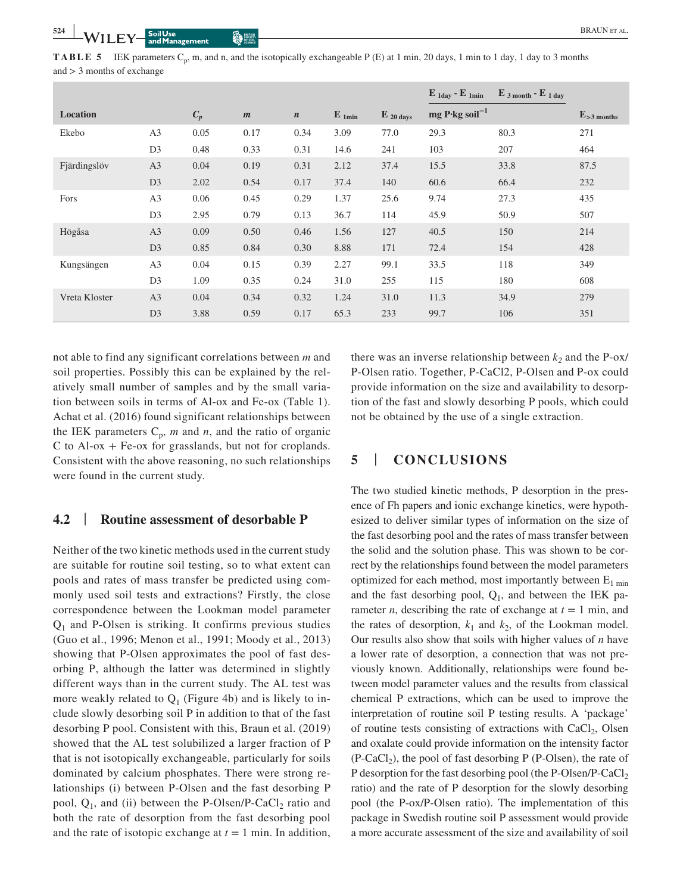**TABLE 5** IEK parameters $C_p$, m, and n, and the isotopically exchangeable P (E) at 1 min, 20 days, 1 min to 1 day, 1 day to 3 months and > 3 months of exchange

| Location | | $C_p$ | $m$ | $n$ | $E_{1min}$ | $E_{20\,days}$ | $E_{1day}$ - $E_{1min}$ | $E_{3\,month}$ - $E_{1\,day}$ | $E_{>3\,months}$ |
|---|---|---|---|---|---|---|---|---|---|
| | | | | | | | mg P·kg soil$^{-1}$ | | |
| Ekebo | A3 | 0.05 | 0.17 | 0.34 | 3.09 | 77.0 | 29.3 | 80.3 | 271 |
| | D3 | 0.48 | 0.33 | 0.31 | 14.6 | 241 | 103 | 207 | 464 |
| Fjärdingslöv | A3 | 0.04 | 0.19 | 0.31 | 2.12 | 37.4 | 15.5 | 33.8 | 87.5 |
| | D3 | 2.02 | 0.54 | 0.17 | 37.4 | 140 | 60.6 | 66.4 | 232 |
| Fors | A3 | 0.06 | 0.45 | 0.29 | 1.37 | 25.6 | 9.74 | 27.3 | 435 |
| | D3 | 2.95 | 0.79 | 0.13 | 36.7 | 114 | 45.9 | 50.9 | 507 |
| Högåsa | A3 | 0.09 | 0.50 | 0.46 | 1.56 | 127 | 40.5 | 150 | 214 |
| | D3 | 0.85 | 0.84 | 0.30 | 8.88 | 171 | 72.4 | 154 | 428 |
| Kungsängen | A3 | 0.04 | 0.15 | 0.39 | 2.27 | 99.1 | 33.5 | 118 | 349 |
| | D3 | 1.09 | 0.35 | 0.24 | 31.0 | 255 | 115 | 180 | 608 |
| Vreta Kloster | A3 | 0.04 | 0.34 | 0.32 | 1.24 | 31.0 | 11.3 | 34.9 | 279 |
| | D3 | 3.88 | 0.59 | 0.17 | 65.3 | 233 | 99.7 | 106 | 351 |

not able to find any significant correlations between $m$ and soil properties. Possibly this can be explained by the relatively small number of samples and by the small variation between soils in terms of Al-ox and Fe-ox (Table 1). Achat et al. (2016) found significant relationships between the IEK parameters $C_p$, $m$ and $n$, and the ratio of organic C to Al-ox + Fe-ox for grasslands, but not for croplands. Consistent with the above reasoning, no such relationships were found in the current study.

### 4.2 | Routine assessment of desorbable P

Neither of the two kinetic methods used in the current study are suitable for routine soil testing, so to what extent can pools and rates of mass transfer be predicted using commonly used soil tests and extractions? Firstly, the close correspondence between the Lookman model parameter $Q_1$ and P-Olsen is striking. It confirms previous studies (Guo et al., 1996; Menon et al., 1991; Moody et al., 2013) showing that P-Olsen approximates the pool of fast desorbing P, although the latter was determined in slightly different ways than in the current study. The AL test was more weakly related to $Q_1$ (Figure 4b) and is likely to include slowly desorbing soil P in addition to that of the fast desorbing P pool. Consistent with this, Braun et al. (2019) showed that the AL test solubilized a larger fraction of P that is not isotopically exchangeable, particularly for soils dominated by calcium phosphates. There were strong relationships (i) between P-Olsen and the fast desorbing P pool, $Q_1$, and (ii) between the P-Olsen/P-$CaCl_2$ ratio and both the rate of desorption from the fast desorbing pool and the rate of isotopic exchange at $t = 1$ min. In addition, there was an inverse relationship between $k_2$ and the P-ox/P-Olsen ratio. Together, P-CaCl2, P-Olsen and P-ox could provide information on the size and availability to desorption of the fast and slowly desorbing P pools, which could not be obtained by the use of a single extraction.

## 5 | CONCLUSIONS

The two studied kinetic methods, P desorption in the presence of Fh papers and ionic exchange kinetics, were hypothesized to deliver similar types of information on the size of the fast desorbing pool and the rates of mass transfer between the solid and the solution phase. This was shown to be correct by the relationships found between the model parameters optimized for each method, most importantly between $E_{1\,min}$ and the fast desorbing pool, $Q_1$, and between the IEK parameter $n$, describing the rate of exchange at $t = 1$ min, and the rates of desorption, $k_1$ and $k_2$, of the Lookman model. Our results also show that soils with higher values of $n$ have a lower rate of desorption, a connection that was not previously known. Additionally, relationships were found between model parameter values and the results from classical chemical P extractions, which can be used to improve the interpretation of routine soil P testing results. A 'package' of routine tests consisting of extractions with $CaCl_2$, Olsen and oxalate could provide information on the intensity factor (P-$CaCl_2$), the pool of fast desorbing P (P-Olsen), the rate of P desorption for the fast desorbing pool (the P-Olsen/P-$CaCl_2$ ratio) and the rate of P desorption for the slowly desorbing pool (the P-ox/P-Olsen ratio). The implementation of this package in Swedish routine soil P assessment would provide a more accurate assessment of the size and availability of soil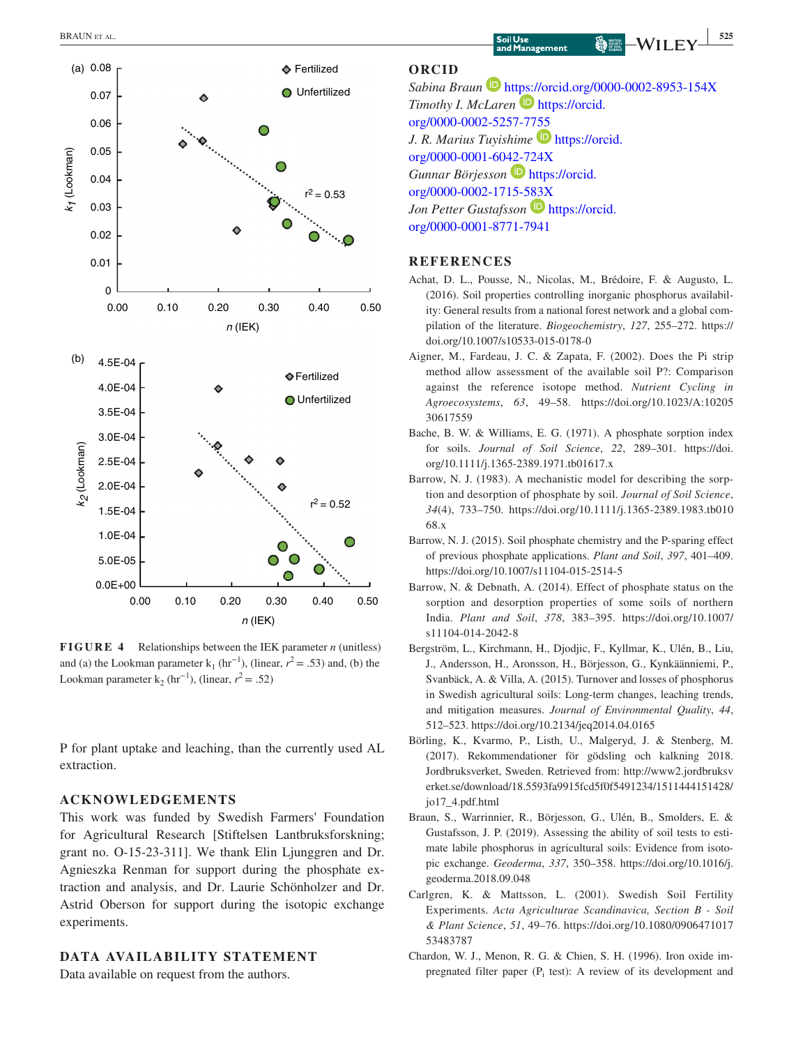FIGURE 4 Relationships between the IEK parameter $n$ (unitless) and (a) the Lookman parameter $k_1$ ($hr^{-1}$), (linear, $r^2 = .53$) and, (b) the Lookman parameter $k_2$ ($hr^{-1}$), (linear, $r^2 = .52$)

P for plant uptake and leaching, than the currently used AL extraction.

## ACKNOWLEDGEMENTS

This work was funded by Swedish Farmers' Foundation for Agricultural Research [Stiftelsen Lantbruksforskning; grant no. O-15-23-311]. We thank Elin Ljunggren and Dr. Agnieszka Renman for support during the phosphate extraction and analysis, and Dr. Laurie Schönholzer and Dr. Astrid Oberson for support during the isotopic exchange experiments.

## DATA AVAILABILITY STATEMENT

Data available on request from the authors.

## ORCID

*Sabina Braun* https://orcid.org/0000-0002-8953-154X
*Timothy I. McLaren* https://orcid.org/0000-0002-5257-7755
*J. R. Marius Tuyishime* https://orcid.org/0000-0001-6042-724X
*Gunnar Börjesson* https://orcid.org/0000-0002-1715-583X
*Jon Petter Gustafsson* https://orcid.org/0000-0001-8771-7941

## REFERENCES

Achat, D. L., Pousse, N., Nicolas, M., Brédoire, F. & Augusto, L. (2016). Soil properties controlling inorganic phosphorus availability: General results from a national forest network and a global compilation of the literature. *Biogeochemistry*, *127*, 255–272. https://doi.org/10.1007/s10533-015-0178-0

Aigner, M., Fardeau, J. C. & Zapata, F. (2002). Does the Pi strip method allow assessment of the available soil P?: Comparison against the reference isotope method. *Nutrient Cycling in Agroecosystems*, *63*, 49–58. https://doi.org/10.1023/A:1020530617559

Bache, B. W. & Williams, E. G. (1971). A phosphate sorption index for soils. *Journal of Soil Science*, *22*, 289–301. https://doi.org/10.1111/j.1365-2389.1971.tb01617.x

Barrow, N. J. (1983). A mechanistic model for describing the sorption and desorption of phosphate by soil. *Journal of Soil Science*, *34*(4), 733–750. https://doi.org/10.1111/j.1365-2389.1983.tb01068.x

Barrow, N. J. (2015). Soil phosphate chemistry and the P-sparing effect of previous phosphate applications. *Plant and Soil*, *397*, 401–409. https://doi.org/10.1007/s11104-015-2514-5

Barrow, N. & Debnath, A. (2014). Effect of phosphate status on the sorption and desorption properties of some soils of northern India. *Plant and Soil*, *378*, 383–395. https://doi.org/10.1007/s11104-014-2042-8

Bergström, L., Kirchmann, H., Djodjic, F., Kyllmar, K., Ulén, B., Liu, J., Andersson, H., Aronsson, H., Börjesson, G., Kynkäänniemi, P., Svanbäck, A. & Villa, A. (2015). Turnover and losses of phosphorus in Swedish agricultural soils: Long-term changes, leaching trends, and mitigation measures. *Journal of Environmental Quality*, *44*, 512–523. https://doi.org/10.2134/jeq2014.04.0165

Börling, K., Kvarmo, P., Listh, U., Malgeryd, J. & Stenberg, M. (2017). Rekommendationer för gödsling och kalkning 2018. Jordbruksverket, Sweden. Retrieved from: http://www2.jordbruksverket.se/download/18.5593fa9915fcd5f0f5491234/1511444151428/jo17_4.pdf.html

Braun, S., Warrinnier, R., Börjesson, G., Ulén, B., Smolders, E. & Gustafsson, J. P. (2019). Assessing the ability of soil tests to estimate labile phosphorus in agricultural soils: Evidence from isotopic exchange. *Geoderma*, *337*, 350–358. https://doi.org/10.1016/j.geoderma.2018.09.048

Carlgren, K. & Mattsson, L. (2001). Swedish Soil Fertility Experiments. *Acta Agriculturae Scandinavica, Section B - Soil & Plant Science*, *51*, 49–76. https://doi.org/10.1080/090647101753483787

Chardon, W. J., Menon, R. G. & Chien, S. H. (1996). Iron oxide impregnated filter paper ($P_i$ test): A review of its development and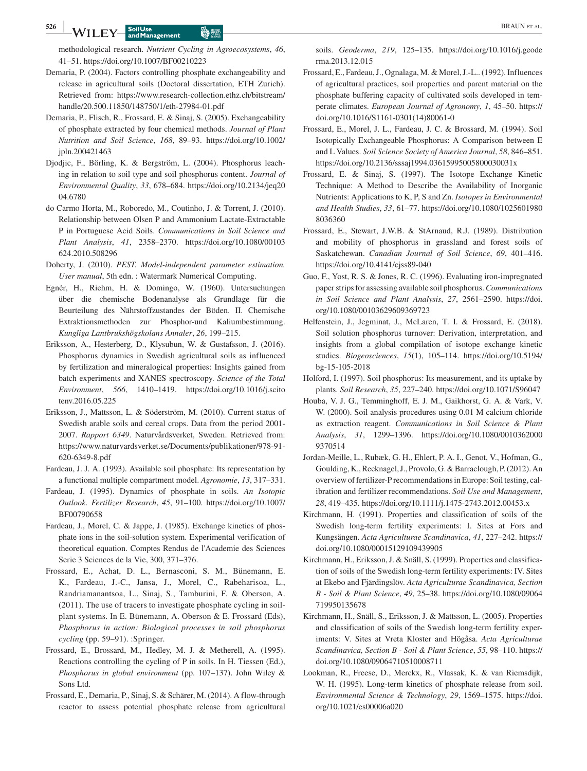methodological research. *Nutrient Cycling in Agroecosystems*, *46*, 41–51. https://doi.org/10.1007/BF00210223

Demaria, P. (2004). Factors controlling phosphate exchangeability and release in agricultural soils (Doctoral dissertation, ETH Zurich). Retrieved from: https://www.research-collection.ethz.ch/bitstream/handle/20.500.11850/148750/1/eth-27984-01.pdf

Demaria, P., Flisch, R., Frossard, E. & Sinaj, S. (2005). Exchangeability of phosphate extracted by four chemical methods. *Journal of Plant Nutrition and Soil Science*, *168*, 89–93. https://doi.org/10.1002/jpln.200421463

Djodjic, F., Börling, K. & Bergström, L. (2004). Phosphorus leaching in relation to soil type and soil phosphorus content. *Journal of Environmental Quality*, *33*, 678–684. https://doi.org/10.2134/jeq2004.6780

do Carmo Horta, M., Roboredo, M., Coutinho, J. & Torrent, J. (2010). Relationship between Olsen P and Ammonium Lactate-Extractable P in Portuguese Acid Soils. *Communications in Soil Science and Plant Analysis*, *41*, 2358–2370. https://doi.org/10.1080/00103624.2010.508296

Doherty, J. (2010). *PEST. Model-independent parameter estimation. User manual*, 5th edn. : Watermark Numerical Computing.

Egnér, H., Riehm, H. & Domingo, W. (1960). Untersuchungen über die chemische Bodenanalyse als Grundlage für die Beurteilung des Nährstoffzustandes der Böden. II. Chemische Extraktionsmethoden zur Phosphor-und Kaliumbestimmung. *Kungliga Lantbrukshögskolans Annaler*, *26*, 199–215.

Eriksson, A., Hesterberg, D., Klysubun, W. & Gustafsson, J. (2016). Phosphorus dynamics in Swedish agricultural soils as influenced by fertilization and mineralogical properties: Insights gained from batch experiments and XANES spectroscopy. *Science of the Total Environment*, *566*, 1410–1419. https://doi.org/10.1016/j.scitotenv.2016.05.225

Eriksson, J., Mattsson, L. & Söderström, M. (2010). Current status of Swedish arable soils and cereal crops. Data from the period 2001-2007. *Rapport 6349*. Naturvårdsverket, Sweden. Retrieved from: https://www.naturvardsverket.se/Documents/publikationer/978-91-620-6349-8.pdf

Fardeau, J. J. A. (1993). Available soil phosphate: Its representation by a functional multiple compartment model. *Agronomie*, *13*, 317–331.

Fardeau, J. (1995). Dynamics of phosphate in soils. *An Isotopic Outlook. Fertilizer Research*, *45*, 91–100. https://doi.org/10.1007/BF00790658

Fardeau, J., Morel, C. & Jappe, J. (1985). Exchange kinetics of phosphate ions in the soil-solution system. Experimental verification of theoretical equation. Comptes Rendus de l'Academie des Sciences Serie 3 Sciences de la Vie, 300, 371–376.

Frossard, E., Achat, D. L., Bernasconi, S. M., Bünemann, E. K., Fardeau, J.-C., Jansa, J., Morel, C., Rabeharisoa, L., Randriamanantsoa, L., Sinaj, S., Tamburini, F. & Oberson, A. (2011). The use of tracers to investigate phosphate cycling in soil-plant systems. In E. Bünemann, A. Oberson & E. Frossard (Eds), *Phosphorus in action: Biological processes in soil phosphorus cycling* (pp. 59–91). :Springer.

Frossard, E., Brossard, M., Hedley, M. J. & Metherell, A. (1995). Reactions controlling the cycling of P in soils. In H. Tiessen (Ed.), *Phosphorus in global environment* (pp. 107–137). John Wiley & Sons Ltd.

Frossard, E., Demaria, P., Sinaj, S. & Schärer, M. (2014). A flow-through reactor to assess potential phosphate release from agricultural soils. *Geoderma*, *219*, 125–135. https://doi.org/10.1016/j.geoderma.2013.12.015

Frossard, E., Fardeau, J., Ognalaga, M. & Morel, J.-L.. (1992). Influences of agricultural practices, soil properties and parent material on the phosphate buffering capacity of cultivated soils developed in temperate climates. *European Journal of Agronomy*, *1*, 45–50. https://doi.org/10.1016/S1161-0301(14)80061-0

Frossard, E., Morel, J. L., Fardeau, J. C. & Brossard, M. (1994). Soil Isotopically Exchangeable Phosphorus: A Comparison between E and L Values. *Soil Science Society of America Journal*, *58*, 846–851. https://doi.org/10.2136/sssaj1994.03615995005800030031x

Frossard, E. & Sinaj, S. (1997). The Isotope Exchange Kinetic Technique: A Method to Describe the Availability of Inorganic Nutrients: Applications to K, P, S and Zn. *Isotopes in Environmental and Health Studies*, *33*, 61–77. https://doi.org/10.1080/10256019808036360

Frossard, E., Stewart, J.W.B. & StArnaud, R.J. (1989). Distribution and mobility of phosphorus in grassland and forest soils of Saskatchewan. *Canadian Journal of Soil Science*, *69*, 401–416. https://doi.org/10.4141/cjss89-040

Guo, F., Yost, R. S. & Jones, R. C. (1996). Evaluating iron-impregnated paper strips for assessing available soil phosphorus. *Communications in Soil Science and Plant Analysis*, *27*, 2561–2590. https://doi.org/10.1080/00103629609369723

Helfenstein, J., Jegminat, J., McLaren, T. I. & Frossard, E. (2018). Soil solution phosphorus turnover: Derivation, interpretation, and insights from a global compilation of isotope exchange kinetic studies. *Biogeosciences*, *15*(1), 105–114. https://doi.org/10.5194/bg-15-105-2018

Holford, I. (1997). Soil phosphorus: Its measurement, and its uptake by plants. *Soil Research*, *35*, 227–240. https://doi.org/10.1071/S96047

Houba, V. J. G., Temminghoff, E. J. M., Gaikhorst, G. A. & Vark, V. W. (2000). Soil analysis procedures using 0.01 M calcium chloride as extraction reagent. *Communications in Soil Science & Plant Analysis*, *31*, 1299–1396. https://doi.org/10.1080/00103620009370514

Jordan-Meille, L., Rubæk, G. H., Ehlert, P. A. I., Genot, V., Hofman, G., Goulding, K., Recknagel, J., Provolo, G. & Barraclough, P. (2012). An overview of fertilizer-P recommendations in Europe: Soil testing, calibration and fertilizer recommendations. *Soil Use and Management*, *28*, 419–435. https://doi.org/10.1111/j.1475-2743.2012.00453.x

Kirchmann, H. (1991). Properties and classification of soils of the Swedish long-term fertility experiments: I. Sites at Fors and Kungsängen. *Acta Agriculturae Scandinavica*, *41*, 227–242. https://doi.org/10.1080/00015129109439905

Kirchmann, H., Eriksson, J. & Snäll, S. (1999). Properties and classification of soils of the Swedish long-term fertility experiments: IV. Sites at Ekebo and Fjärdingslöv. *Acta Agriculturae Scandinavica, Section B - Soil & Plant Science*, *49*, 25–38. https://doi.org/10.1080/09064719950135678

Kirchmann, H., Snäll, S., Eriksson, J. & Mattsson, L. (2005). Properties and classification of soils of the Swedish long-term fertility experiments: V. Sites at Vreta Kloster and Högåsa. *Acta Agriculturae Scandinavica, Section B - Soil & Plant Science*, *55*, 98–110. https://doi.org/10.1080/09064710510008711

Lookman, R., Freese, D., Merckx, R., Vlassak, K. & van Riemsdijk, W. H. (1995). Long-term kinetics of phosphate release from soil. *Environmental Science & Technology*, *29*, 1569–1575. https://doi.org/10.1021/es00006a020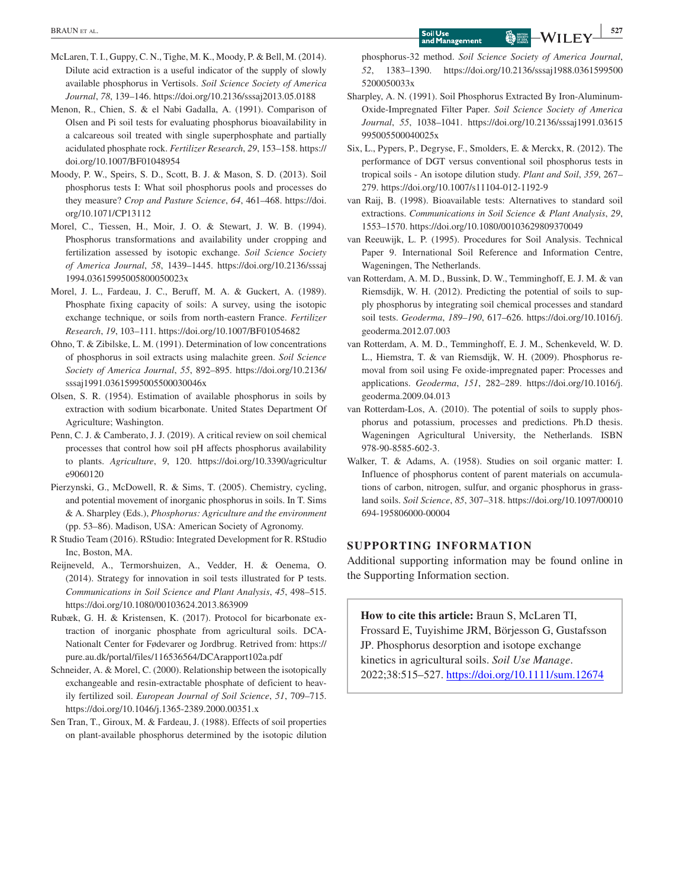McLaren, T. I., Guppy, C. N., Tighe, M. K., Moody, P. & Bell, M. (2014). Dilute acid extraction is a useful indicator of the supply of slowly available phosphorus in Vertisols. *Soil Science Society of America Journal*, *78*, 139–146. https://doi.org/10.2136/sssaj2013.05.0188

Menon, R., Chien, S. & el Nabi Gadalla, A. (1991). Comparison of Olsen and Pi soil tests for evaluating phosphorus bioavailability in a calcareous soil treated with single superphosphate and partially acidulated phosphate rock. *Fertilizer Research*, *29*, 153–158. https://doi.org/10.1007/BF01048954

Moody, P. W., Speirs, S. D., Scott, B. J. & Mason, S. D. (2013). Soil phosphorus tests I: What soil phosphorus pools and processes do they measure? *Crop and Pasture Science*, *64*, 461–468. https://doi.org/10.1071/CP13112

Morel, C., Tiessen, H., Moir, J. O. & Stewart, J. W. B. (1994). Phosphorus transformations and availability under cropping and fertilization assessed by isotopic exchange. *Soil Science Society of America Journal*, *58*, 1439–1445. https://doi.org/10.2136/sssaj1994.03615995005800050023x

Morel, J. L., Fardeau, J. C., Beruff, M. A. & Guckert, A. (1989). Phosphate fixing capacity of soils: A survey, using the isotopic exchange technique, or soils from north-eastern France. *Fertilizer Research*, *19*, 103–111. https://doi.org/10.1007/BF01054682

Ohno, T. & Zibilske, L. M. (1991). Determination of low concentrations of phosphorus in soil extracts using malachite green. *Soil Science Society of America Journal*, *55*, 892–895. https://doi.org/10.2136/sssaj1991.03615995005500030046x

Olsen, S. R. (1954). Estimation of available phosphorus in soils by extraction with sodium bicarbonate. United States Department Of Agriculture; Washington.

Penn, C. J. & Camberato, J. J. (2019). A critical review on soil chemical processes that control how soil pH affects phosphorus availability to plants. *Agriculture*, *9*, 120. https://doi.org/10.3390/agriculture9060120

Pierzynski, G., McDowell, R. & Sims, T. (2005). Chemistry, cycling, and potential movement of inorganic phosphorus in soils. In T. Sims & A. Sharpley (Eds.), *Phosphorus: Agriculture and the environment* (pp. 53–86). Madison, USA: American Society of Agronomy.

R Studio Team (2016). RStudio: Integrated Development for R. RStudio Inc, Boston, MA.

Reijneveld, A., Termorshuizen, A., Vedder, H. & Oenema, O. (2014). Strategy for innovation in soil tests illustrated for P tests. *Communications in Soil Science and Plant Analysis*, *45*, 498–515. https://doi.org/10.1080/00103624.2013.863909

Rubæk, G. H. & Kristensen, K. (2017). Protocol for bicarbonate extraction of inorganic phosphate from agricultural soils. DCA-Nationalt Center for Fødevarer og Jordbrug. Retrived from: https://pure.au.dk/portal/files/116536564/DCArapport102a.pdf

Schneider, A. & Morel, C. (2000). Relationship between the isotopically exchangeable and resin-extractable phosphate of deficient to heavily fertilized soil. *European Journal of Soil Science*, *51*, 709–715. https://doi.org/10.1046/j.1365-2389.2000.00351.x

Sen Tran, T., Giroux, M. & Fardeau, J. (1988). Effects of soil properties on plant-available phosphorus determined by the isotopic dilution phosphorus-32 method. *Soil Science Society of America Journal*, *52*, 1383–1390. https://doi.org/10.2136/sssaj1988.03615995005200050033x

Sharpley, A. N. (1991). Soil Phosphorus Extracted By Iron-Aluminum-Oxide-Impregnated Filter Paper. *Soil Science Society of America Journal*, *55*, 1038–1041. https://doi.org/10.2136/sssaj1991.03615995005500040025x

Six, L., Pypers, P., Degryse, F., Smolders, E. & Merckx, R. (2012). The performance of DGT versus conventional soil phosphorus tests in tropical soils - An isotope dilution study. *Plant and Soil*, *359*, 267–279. https://doi.org/10.1007/s11104-012-1192-9

van Raij, B. (1998). Bioavailable tests: Alternatives to standard soil extractions. *Communications in Soil Science & Plant Analysis*, *29*, 1553–1570. https://doi.org/10.1080/00103629809370049

van Reeuwijk, L. P. (1995). Procedures for Soil Analysis. Technical Paper 9. International Soil Reference and Information Centre, Wageningen, The Netherlands.

van Rotterdam, A. M. D., Bussink, D. W., Temminghoff, E. J. M. & van Riemsdijk, W. H. (2012). Predicting the potential of soils to supply phosphorus by integrating soil chemical processes and standard soil tests. *Geoderma*, *189–190*, 617–626. https://doi.org/10.1016/j.geoderma.2012.07.003

van Rotterdam, A. M. D., Temminghoff, E. J. M., Schenkeveld, W. D. L., Hiemstra, T. & van Riemsdijk, W. H. (2009). Phosphorus removal from soil using Fe oxide-impregnated paper: Processes and applications. *Geoderma*, *151*, 282–289. https://doi.org/10.1016/j.geoderma.2009.04.013

van Rotterdam-Los, A. (2010). The potential of soils to supply phosphorus and potassium, processes and predictions. Ph.D thesis. Wageningen Agricultural University, the Netherlands. ISBN 978-90-8585-602-3.

Walker, T. & Adams, A. (1958). Studies on soil organic matter: I. Influence of phosphorus content of parent materials on accumulations of carbon, nitrogen, sulfur, and organic phosphorus in grassland soils. *Soil Science*, *85*, 307–318. https://doi.org/10.1097/00010694-195806000-00004

## SUPPORTING INFORMATION

Additional supporting information may be found online in the Supporting Information section.

**How to cite this article:** Braun S, McLaren TI, Frossard E, Tuyishime JRM, Börjesson G, Gustafsson JP. Phosphorus desorption and isotope exchange kinetics in agricultural soils. *Soil Use Manage*. 2022;38:515–527. https://doi.org/10.1111/sum.12674